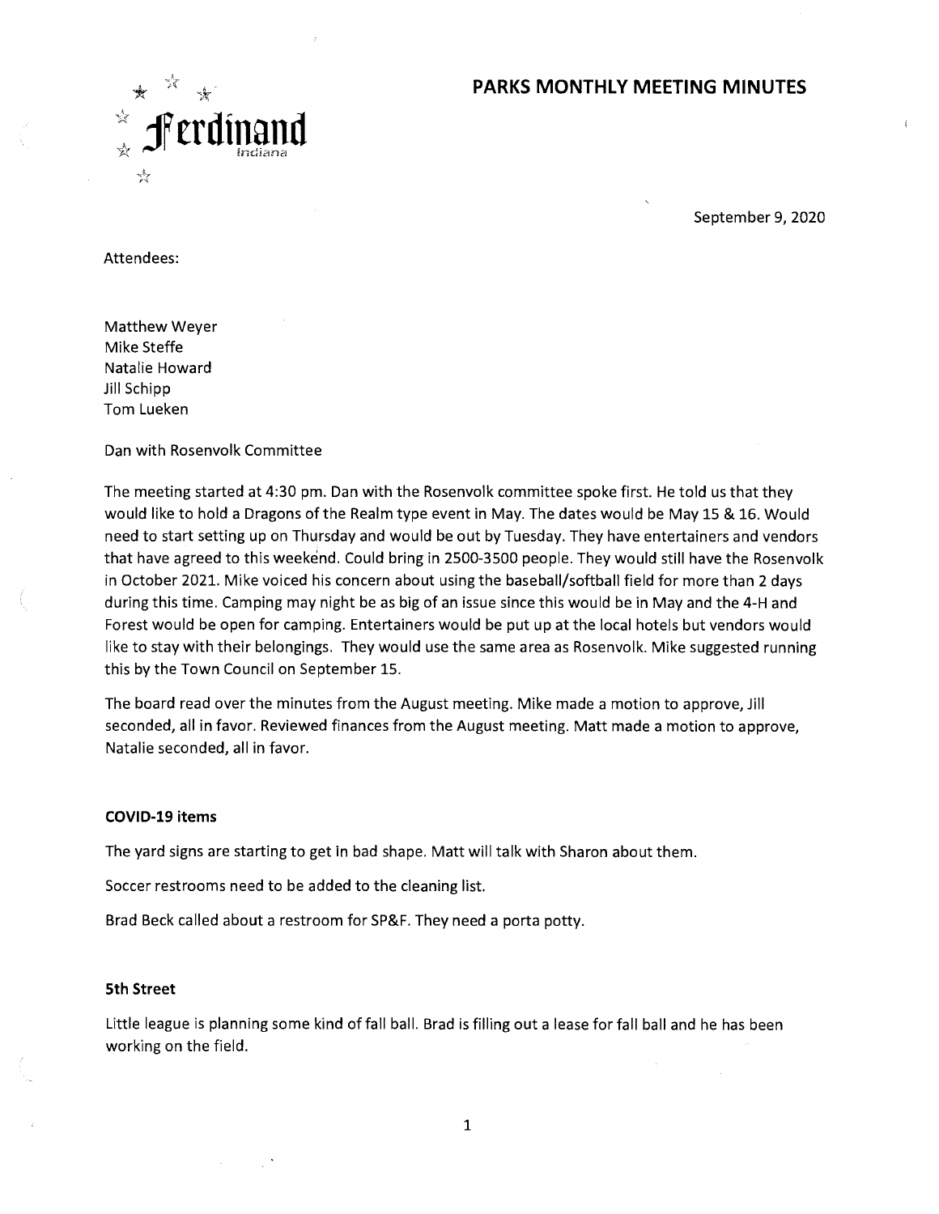# PARKS MONTHLY MEETING MINUTES

Ferdinand Indiana

September 9, 2020

Attendees:

Matthew Weyer
Mike Steffe
Natalie Howard
Jill Schipp
Tom Lueken

Dan with Rosenvolk Committee

The meeting started at 4:30 pm. Dan with the Rosenvolk committee spoke first. He told us that they would like to hold a Dragons of the Realm type event in May. The dates would be May 15 & 16. Would need to start setting up on Thursday and would be out by Tuesday. They have entertainers and vendors that have agreed to this weekend. Could bring in 2500-3500 people. They would still have the Rosenvolk in October 2021. Mike voiced his concern about using the baseball/softball field for more than 2 days during this time. Camping may night be as big of an issue since this would be in May and the 4-H and Forest would be open for camping. Entertainers would be put up at the local hotels but vendors would like to stay with their belongings. They would use the same area as Rosenvolk. Mike suggested running this by the Town Council on September 15.

The board read over the minutes from the August meeting. Mike made a motion to approve, Jill seconded, all in favor. Reviewed finances from the August meeting. Matt made a motion to approve, Natalie seconded, all in favor.

**COVID-19 items**

The yard signs are starting to get in bad shape. Matt will talk with Sharon about them.

Soccer restrooms need to be added to the cleaning list.

Brad Beck called about a restroom for SP&F. They need a porta potty.

**5th Street**

Little league is planning some kind of fall ball. Brad is filling out a lease for fall ball and he has been working on the field.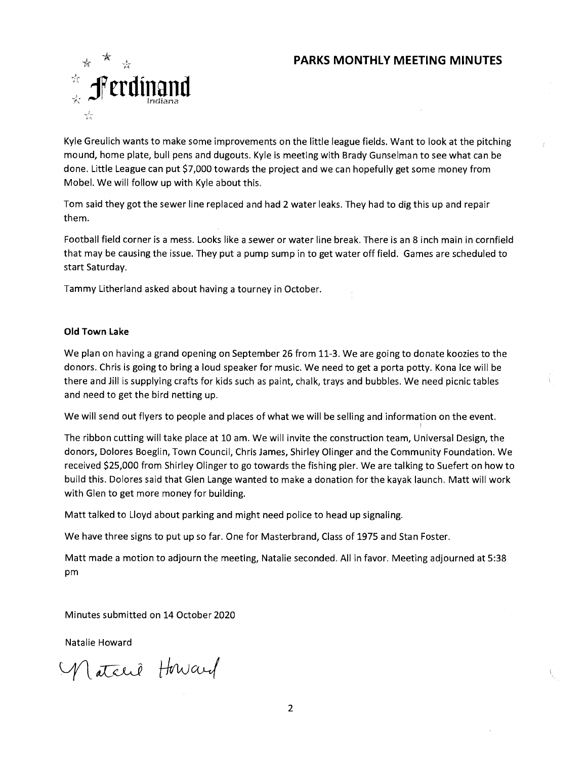# PARKS MONTHLY MEETING MINUTES

Kyle Greulich wants to make some improvements on the little league fields. Want to look at the pitching mound, home plate, bull pens and dugouts. Kyle is meeting with Brady Gunselman to see what can be done. Little League can put $7,000 towards the project and we can hopefully get some money from Mobel. We will follow up with Kyle about this.

Tom said they got the sewer line replaced and had 2 water leaks. They had to dig this up and repair them.

Football field corner is a mess. Looks like a sewer or water line break. There is an 8 inch main in cornfield that may be causing the issue. They put a pump sump in to get water off field. Games are scheduled to start Saturday.

Tammy Litherland asked about having a tourney in October.

**Old Town Lake**

We plan on having a grand opening on September 26 from 11-3. We are going to donate koozies to the donors. Chris is going to bring a loud speaker for music. We need to get a porta potty. Kona Ice will be there and Jill is supplying crafts for kids such as paint, chalk, trays and bubbles. We need picnic tables and need to get the bird netting up.

We will send out flyers to people and places of what we will be selling and information on the event.

The ribbon cutting will take place at 10 am. We will invite the construction team, Universal Design, the donors, Dolores Boeglin, Town Council, Chris James, Shirley Olinger and the Community Foundation. We received $25,000 from Shirley Olinger to go towards the fishing pier. We are talking to Suefert on how to build this. Dolores said that Glen Lange wanted to make a donation for the kayak launch. Matt will work with Glen to get more money for building.

Matt talked to Lloyd about parking and might need police to head up signaling.

We have three signs to put up so far. One for Masterbrand, Class of 1975 and Stan Foster.

Matt made a motion to adjourn the meeting, Natalie seconded. All in favor. Meeting adjourned at 5:38 pm

Minutes submitted on 14 October 2020

Natalie Howard

Natalie Howard